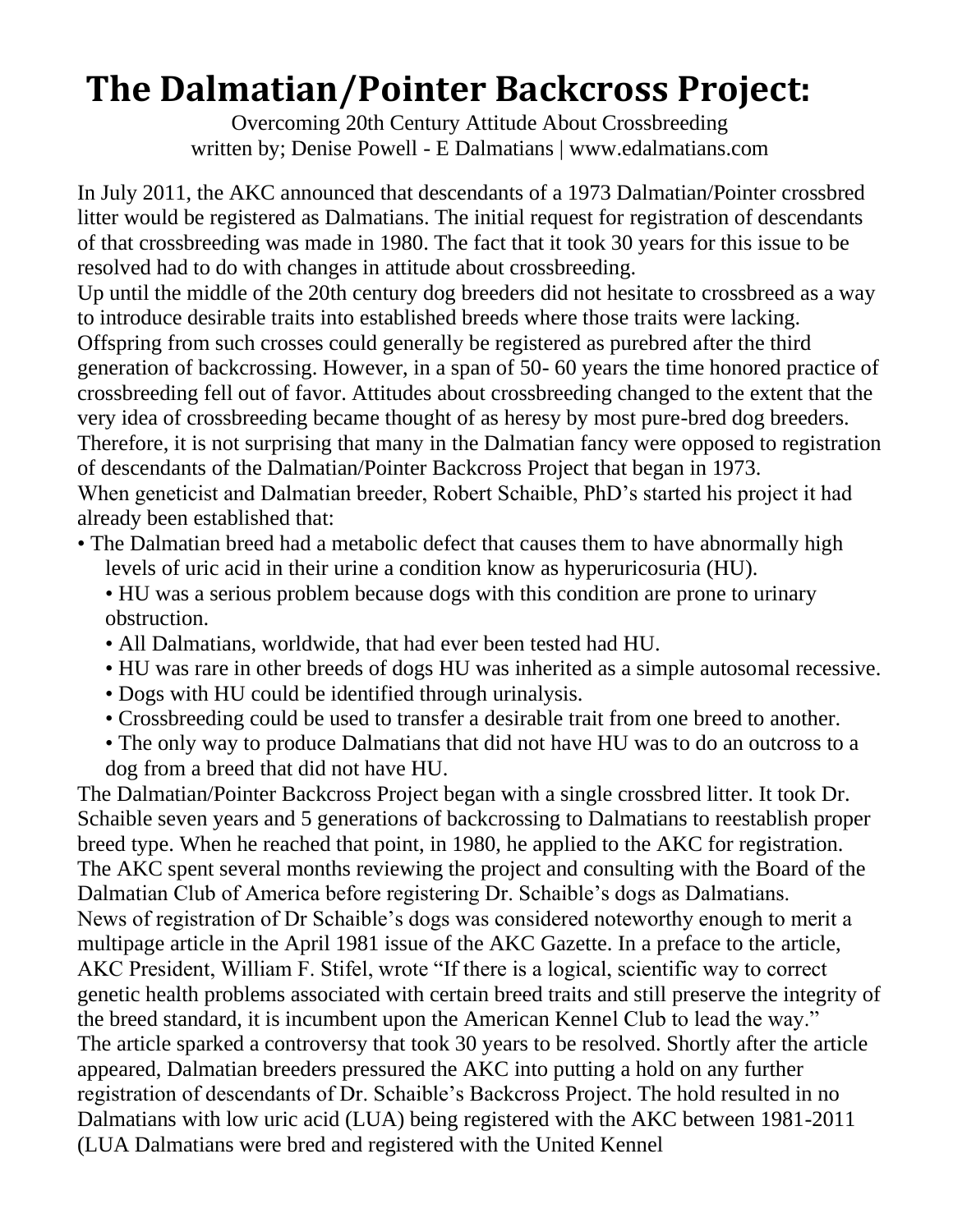# The Dalmatian/Pointer Backcross Project:

Overcoming 20th Century Attitude About Crossbreeding
written by; Denise Powell - E Dalmatians | www.edalmatians.com

In July 2011, the AKC announced that descendants of a 1973 Dalmatian/Pointer crossbred litter would be registered as Dalmatians. The initial request for registration of descendants of that crossbreeding was made in 1980. The fact that it took 30 years for this issue to be resolved had to do with changes in attitude about crossbreeding.

Up until the middle of the 20th century dog breeders did not hesitate to crossbreed as a way to introduce desirable traits into established breeds where those traits were lacking. Offspring from such crosses could generally be registered as purebred after the third generation of backcrossing. However, in a span of 50- 60 years the time honored practice of crossbreeding fell out of favor. Attitudes about crossbreeding changed to the extent that the very idea of crossbreeding became thought of as heresy by most pure-bred dog breeders. Therefore, it is not surprising that many in the Dalmatian fancy were opposed to registration of descendants of the Dalmatian/Pointer Backcross Project that began in 1973.

When geneticist and Dalmatian breeder, Robert Schaible, PhD's started his project it had already been established that:

- The Dalmatian breed had a metabolic defect that causes them to have abnormally high levels of uric acid in their urine a condition know as hyperuricosuria (HU).
- HU was a serious problem because dogs with this condition are prone to urinary obstruction.
- All Dalmatians, worldwide, that had ever been tested had HU.
- HU was rare in other breeds of dogs HU was inherited as a simple autosomal recessive.
- Dogs with HU could be identified through urinalysis.
- Crossbreeding could be used to transfer a desirable trait from one breed to another.
- The only way to produce Dalmatians that did not have HU was to do an outcross to a dog from a breed that did not have HU.

The Dalmatian/Pointer Backcross Project began with a single crossbred litter. It took Dr. Schaible seven years and 5 generations of backcrossing to Dalmatians to reestablish proper breed type. When he reached that point, in 1980, he applied to the AKC for registration. The AKC spent several months reviewing the project and consulting with the Board of the Dalmatian Club of America before registering Dr. Schaible's dogs as Dalmatians.

News of registration of Dr Schaible's dogs was considered noteworthy enough to merit a multipage article in the April 1981 issue of the AKC Gazette. In a preface to the article, AKC President, William F. Stifel, wrote "If there is a logical, scientific way to correct genetic health problems associated with certain breed traits and still preserve the integrity of the breed standard, it is incumbent upon the American Kennel Club to lead the way."

The article sparked a controversy that took 30 years to be resolved. Shortly after the article appeared, Dalmatian breeders pressured the AKC into putting a hold on any further registration of descendants of Dr. Schaible's Backcross Project. The hold resulted in no Dalmatians with low uric acid (LUA) being registered with the AKC between 1981-2011 (LUA Dalmatians were bred and registered with the United Kennel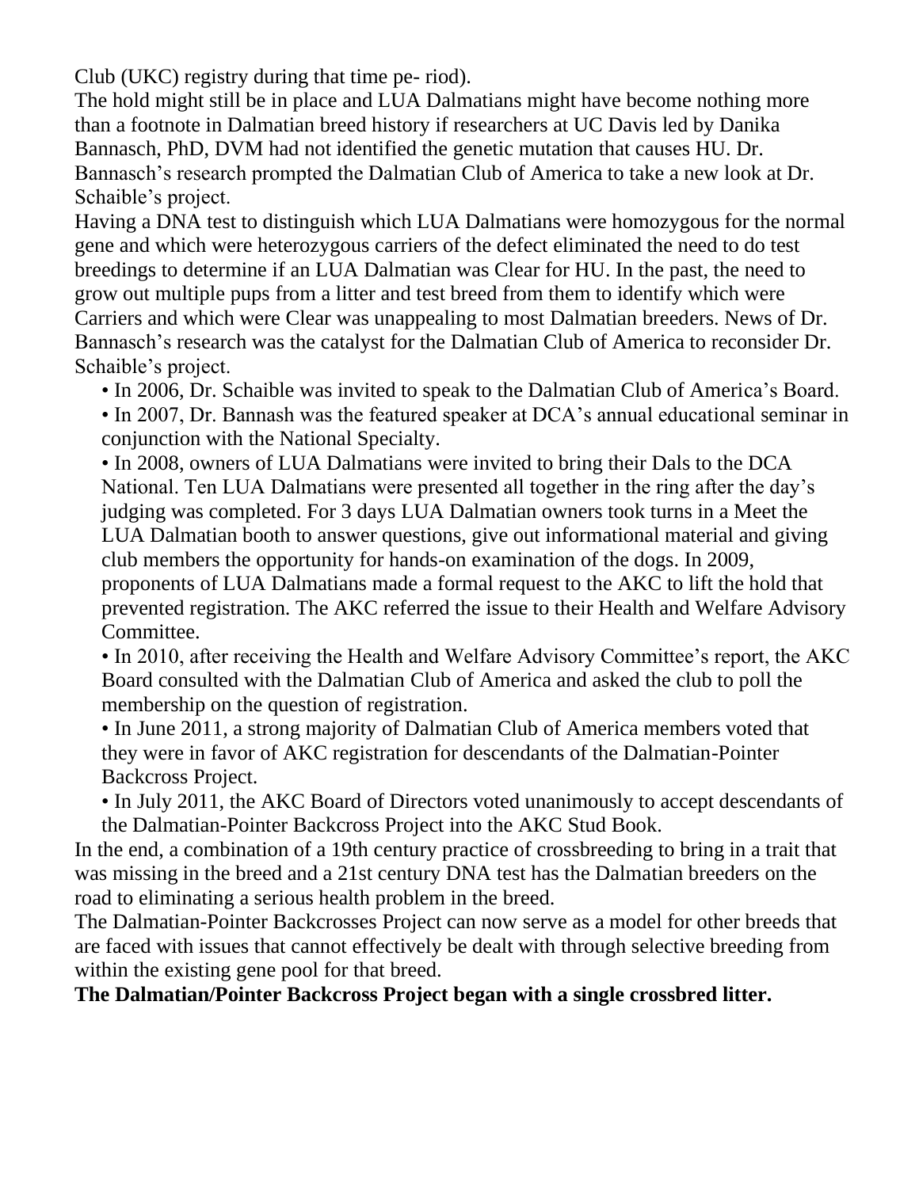Club (UKC) registry during that time pe- riod).

The hold might still be in place and LUA Dalmatians might have become nothing more than a footnote in Dalmatian breed history if researchers at UC Davis led by Danika Bannasch, PhD, DVM had not identified the genetic mutation that causes HU. Dr. Bannasch's research prompted the Dalmatian Club of America to take a new look at Dr. Schaible's project.

Having a DNA test to distinguish which LUA Dalmatians were homozygous for the normal gene and which were heterozygous carriers of the defect eliminated the need to do test breedings to determine if an LUA Dalmatian was Clear for HU. In the past, the need to grow out multiple pups from a litter and test breed from them to identify which were Carriers and which were Clear was unappealing to most Dalmatian breeders. News of Dr. Bannasch's research was the catalyst for the Dalmatian Club of America to reconsider Dr. Schaible's project.

- In 2006, Dr. Schaible was invited to speak to the Dalmatian Club of America's Board.
- In 2007, Dr. Bannash was the featured speaker at DCA's annual educational seminar in conjunction with the National Specialty.
- In 2008, owners of LUA Dalmatians were invited to bring their Dals to the DCA National. Ten LUA Dalmatians were presented all together in the ring after the day's judging was completed. For 3 days LUA Dalmatian owners took turns in a Meet the LUA Dalmatian booth to answer questions, give out informational material and giving club members the opportunity for hands-on examination of the dogs. In 2009, proponents of LUA Dalmatians made a formal request to the AKC to lift the hold that prevented registration. The AKC referred the issue to their Health and Welfare Advisory Committee.
- In 2010, after receiving the Health and Welfare Advisory Committee's report, the AKC Board consulted with the Dalmatian Club of America and asked the club to poll the membership on the question of registration.
- In June 2011, a strong majority of Dalmatian Club of America members voted that they were in favor of AKC registration for descendants of the Dalmatian-Pointer Backcross Project.
- In July 2011, the AKC Board of Directors voted unanimously to accept descendants of the Dalmatian-Pointer Backcross Project into the AKC Stud Book.

In the end, a combination of a 19th century practice of crossbreeding to bring in a trait that was missing in the breed and a 21st century DNA test has the Dalmatian breeders on the road to eliminating a serious health problem in the breed.

The Dalmatian-Pointer Backcrosses Project can now serve as a model for other breeds that are faced with issues that cannot effectively be dealt with through selective breeding from within the existing gene pool for that breed.

**The Dalmatian/Pointer Backcross Project began with a single crossbred litter.**